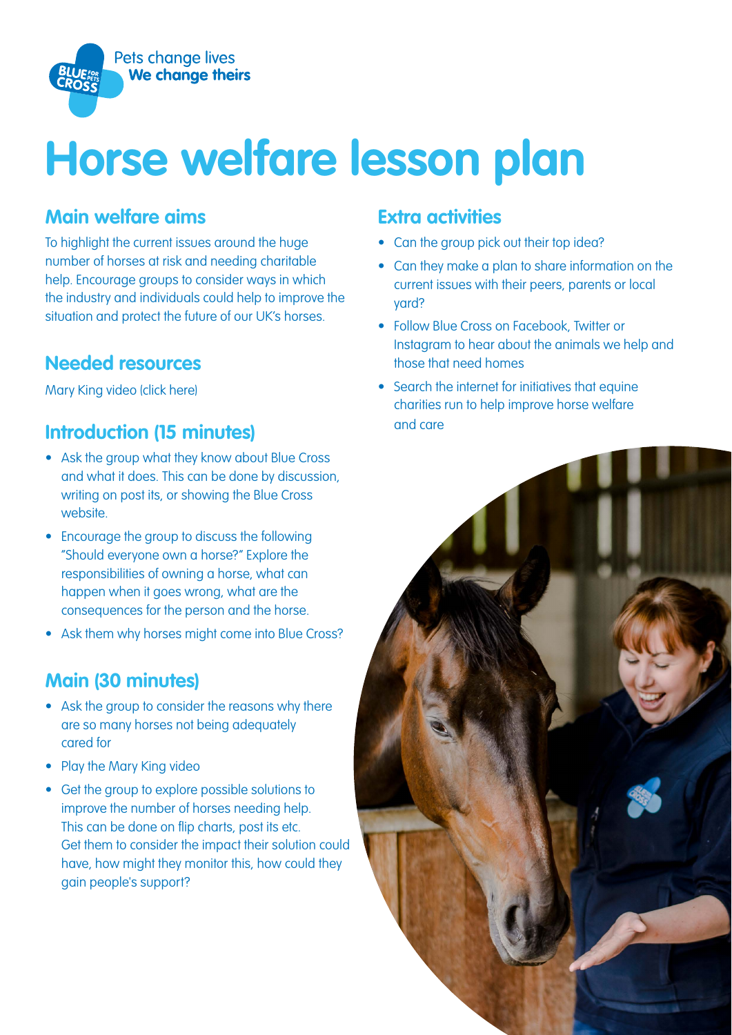Pets change lives
**We change theirs**

# Horse welfare lesson plan

## Main welfare aims

To highlight the current issues around the huge number of horses at risk and needing charitable help. Encourage groups to consider ways in which the industry and individuals could help to improve the situation and protect the future of our UK's horses.

## Needed resources

Mary King video (click here)

## Introduction (15 minutes)

- Ask the group what they know about Blue Cross and what it does. This can be done by discussion, writing on post its, or showing the Blue Cross website.
- Encourage the group to discuss the following "Should everyone own a horse?" Explore the responsibilities of owning a horse, what can happen when it goes wrong, what are the consequences for the person and the horse.
- Ask them why horses might come into Blue Cross?

## Main (30 minutes)

- Ask the group to consider the reasons why there are so many horses not being adequately cared for
- Play the Mary King video
- Get the group to explore possible solutions to improve the number of horses needing help. This can be done on flip charts, post its etc. Get them to consider the impact their solution could have, how might they monitor this, how could they gain people's support?

## Extra activities

- Can the group pick out their top idea?
- Can they make a plan to share information on the current issues with their peers, parents or local yard?
- Follow Blue Cross on Facebook, Twitter or Instagram to hear about the animals we help and those that need homes
- Search the internet for initiatives that equine charities run to help improve horse welfare and care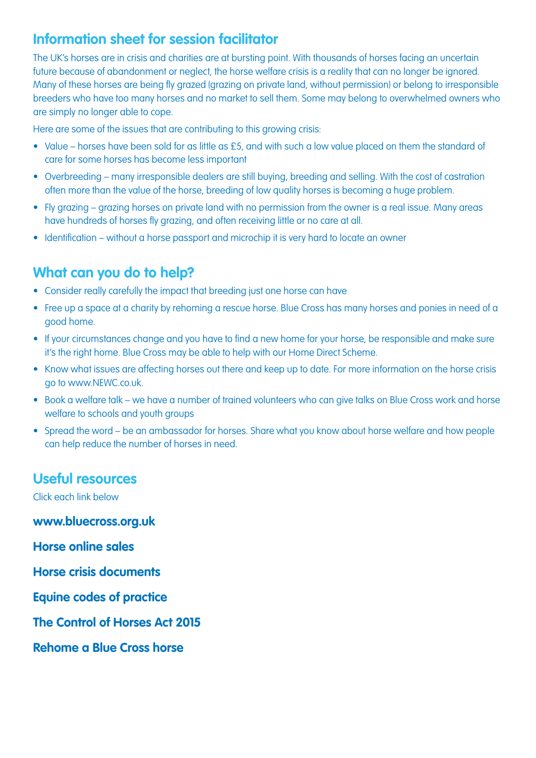## Information sheet for session facilitator

The UK's horses are in crisis and charities are at bursting point. With thousands of horses facing an uncertain future because of abandonment or neglect, the horse welfare crisis is a reality that can no longer be ignored. Many of these horses are being fly grazed (grazing on private land, without permission) or belong to irresponsible breeders who have too many horses and no market to sell them. Some may belong to overwhelmed owners who are simply no longer able to cope.

Here are some of the issues that are contributing to this growing crisis:

- Value – horses have been sold for as little as £5, and with such a low value placed on them the standard of care for some horses has become less important
- Overbreeding – many irresponsible dealers are still buying, breeding and selling. With the cost of castration often more than the value of the horse, breeding of low quality horses is becoming a huge problem.
- Fly grazing – grazing horses on private land with no permission from the owner is a real issue. Many areas have hundreds of horses fly grazing, and often receiving little or no care at all.
- Identification – without a horse passport and microchip it is very hard to locate an owner

## What can you do to help?

- Consider really carefully the impact that breeding just one horse can have
- Free up a space at a charity by rehoming a rescue horse. Blue Cross has many horses and ponies in need of a good home.
- If your circumstances change and you have to find a new home for your horse, be responsible and make sure it's the right home. Blue Cross may be able to help with our Home Direct Scheme.
- Know what issues are affecting horses out there and keep up to date. For more information on the horse crisis go to www.NEWC.co.uk.
- Book a welfare talk – we have a number of trained volunteers who can give talks on Blue Cross work and horse welfare to schools and youth groups
- Spread the word – be an ambassador for horses. Share what you know about horse welfare and how people can help reduce the number of horses in need.

## Useful resources

Click each link below

**www.bluecross.org.uk**

**Horse online sales**

**Horse crisis documents**

**Equine codes of practice**

**The Control of Horses Act 2015**

**Rehome a Blue Cross horse**